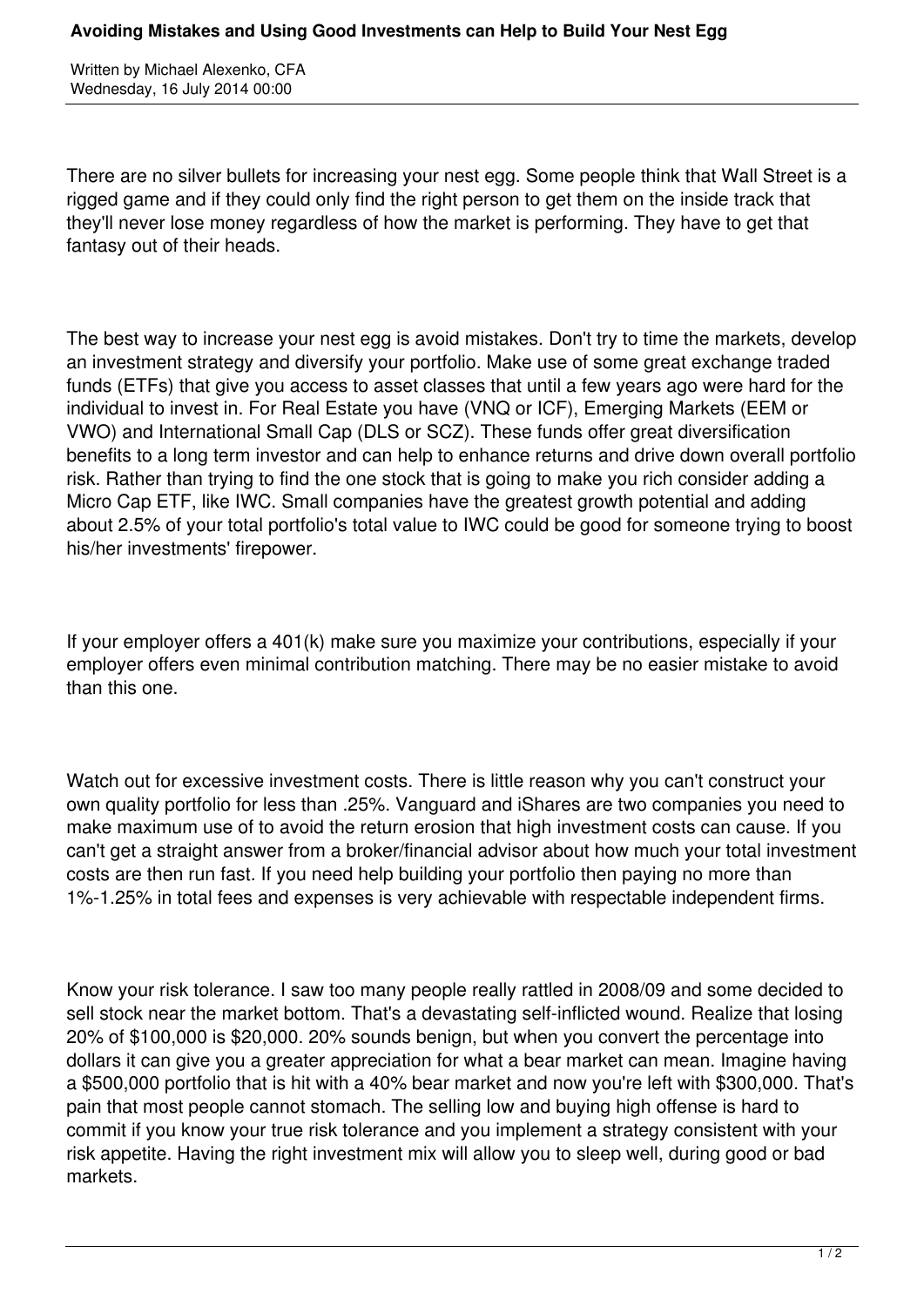# Avoiding Mistakes and Using Good Investments can Help to Build Your Nest Egg

Written by Michael Alexenko, CFA
Wednesday, 16 July 2014 00:00

There are no silver bullets for increasing your nest egg. Some people think that Wall Street is a rigged game and if they could only find the right person to get them on the inside track that they'll never lose money regardless of how the market is performing. They have to get that fantasy out of their heads.

The best way to increase your nest egg is avoid mistakes. Don't try to time the markets, develop an investment strategy and diversify your portfolio. Make use of some great exchange traded funds (ETFs) that give you access to asset classes that until a few years ago were hard for the individual to invest in. For Real Estate you have (VNQ or ICF), Emerging Markets (EEM or VWO) and International Small Cap (DLS or SCZ). These funds offer great diversification benefits to a long term investor and can help to enhance returns and drive down overall portfolio risk. Rather than trying to find the one stock that is going to make you rich consider adding a Micro Cap ETF, like IWC. Small companies have the greatest growth potential and adding about 2.5% of your total portfolio's total value to IWC could be good for someone trying to boost his/her investments' firepower.

If your employer offers a 401(k) make sure you maximize your contributions, especially if your employer offers even minimal contribution matching. There may be no easier mistake to avoid than this one.

Watch out for excessive investment costs. There is little reason why you can't construct your own quality portfolio for less than .25%. Vanguard and iShares are two companies you need to make maximum use of to avoid the return erosion that high investment costs can cause. If you can't get a straight answer from a broker/financial advisor about how much your total investment costs are then run fast. If you need help building your portfolio then paying no more than 1%-1.25% in total fees and expenses is very achievable with respectable independent firms.

Know your risk tolerance. I saw too many people really rattled in 2008/09 and some decided to sell stock near the market bottom. That's a devastating self-inflicted wound. Realize that losing 20% of $100,000 is $20,000. 20% sounds benign, but when you convert the percentage into dollars it can give you a greater appreciation for what a bear market can mean. Imagine having a $500,000 portfolio that is hit with a 40% bear market and now you're left with $300,000. That's pain that most people cannot stomach. The selling low and buying high offense is hard to commit if you know your true risk tolerance and you implement a strategy consistent with your risk appetite. Having the right investment mix will allow you to sleep well, during good or bad markets.